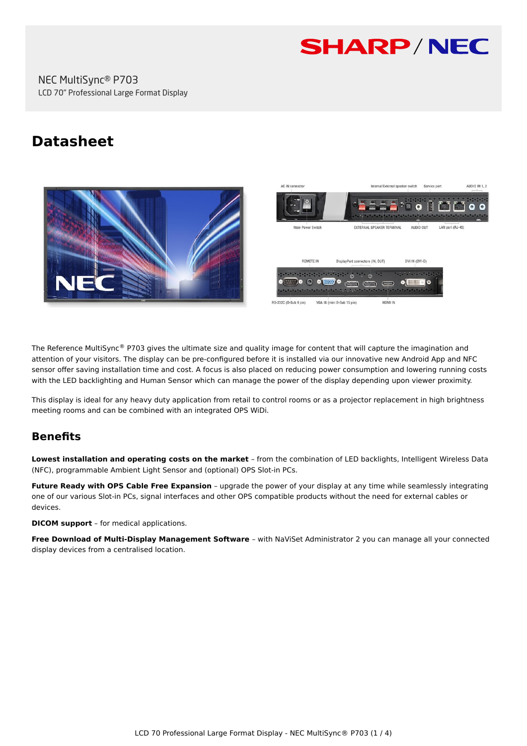NEC MultiSync® P703

LCD 70" Professional Large Format Display

# Datasheet

The Reference MultiSync® P703 gives the ultimate size and quality image for content that will capture the imagination and attention of your visitors. The display can be pre-configured before it is installed via our innovative new Android App and NFC sensor offer saving installation time and cost. A focus is also placed on reducing power consumption and lowering running costs with the LED backlighting and Human Sensor which can manage the power of the display depending upon viewer proximity.

This display is ideal for any heavy duty application from retail to control rooms or as a projector replacement in high brightness meeting rooms and can be combined with an integrated OPS WiDi.

## Benefits

**Lowest installation and operating costs on the market** – from the combination of LED backlights, Intelligent Wireless Data (NFC), programmable Ambient Light Sensor and (optional) OPS Slot-in PCs.

**Future Ready with OPS Cable Free Expansion** – upgrade the power of your display at any time while seamlessly integrating one of our various Slot-in PCs, signal interfaces and other OPS compatible products without the need for external cables or devices.

**DICOM support** – for medical applications.

**Free Download of Multi-Display Management Software** – with NaViSet Administrator 2 you can manage all your connected display devices from a centralised location.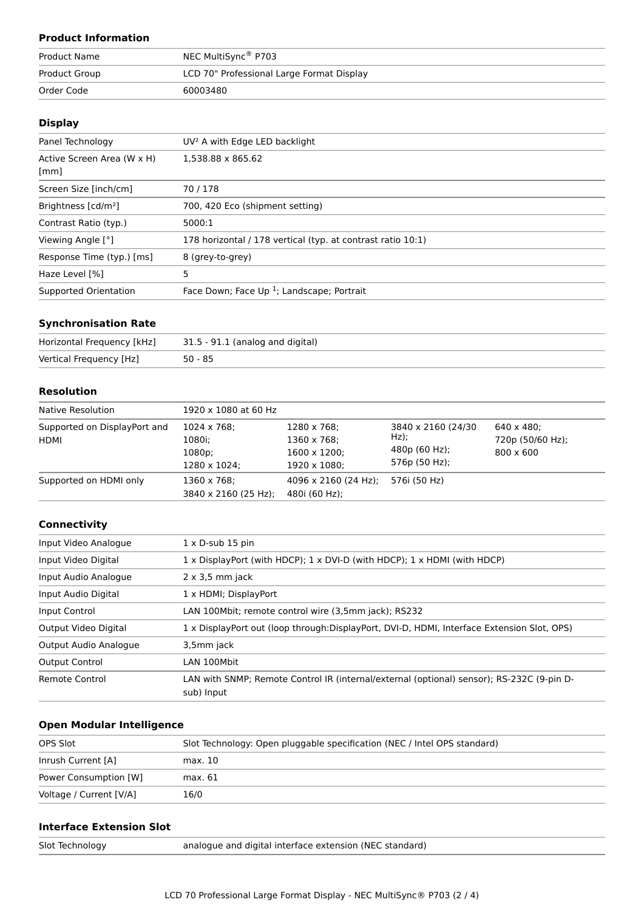## Product Information

| | |
|---|---|
| Product Name | NEC MultiSync® P703 |
| Product Group | LCD 70" Professional Large Format Display |
| Order Code | 60003480 |

## Display

| | |
|---|---|
| Panel Technology | UV² A with Edge LED backlight |
| Active Screen Area (W x H) [mm] | 1,538.88 x 865.62 |
| Screen Size [inch/cm] | 70 / 178 |
| Brightness [cd/m²] | 700, 420 Eco (shipment setting) |
| Contrast Ratio (typ.) | 5000:1 |
| Viewing Angle [°] | 178 horizontal / 178 vertical (typ. at contrast ratio 10:1) |
| Response Time (typ.) [ms] | 8 (grey-to-grey) |
| Haze Level [%] | 5 |
| Supported Orientation | Face Down; Face Up [1]; Landscape; Portrait |

## Synchronisation Rate

| | |
|---|---|
| Horizontal Frequency [kHz] | 31.5 - 91.1 (analog and digital) |
| Vertical Frequency [Hz] | 50 - 85 |

## Resolution

| | | | | |
|---|---|---|---|---|
| Native Resolution | 1920 x 1080 at 60 Hz | | | |
| Supported on DisplayPort and HDMI | 1024 x 768; 1080i; 1080p; 1280 x 1024; | 1280 x 768; 1360 x 768; 1600 x 1200; 1920 x 1080; | 3840 x 2160 (24/30 Hz); 480p (60 Hz); 576p (50 Hz); | 640 x 480; 720p (50/60 Hz); 800 x 600 |
| Supported on HDMI only | 1360 x 768; 3840 x 2160 (25 Hz); | 4096 x 2160 (24 Hz); 480i (60 Hz); | 576i (50 Hz) | |

## Connectivity

| | |
|---|---|
| Input Video Analogue | 1 x D-sub 15 pin |
| Input Video Digital | 1 x DisplayPort (with HDCP); 1 x DVI-D (with HDCP); 1 x HDMI (with HDCP) |
| Input Audio Analogue | 2 x 3,5 mm jack |
| Input Audio Digital | 1 x HDMI; DisplayPort |
| Input Control | LAN 100Mbit; remote control wire (3,5mm jack); RS232 |
| Output Video Digital | 1 x DisplayPort out (loop through:DisplayPort, DVI-D, HDMI, Interface Extension Slot, OPS) |
| Output Audio Analogue | 3,5mm jack |
| Output Control | LAN 100Mbit |
| Remote Control | LAN with SNMP; Remote Control IR (internal/external (optional) sensor); RS-232C (9-pin D-sub) Input |

## Open Modular Intelligence

| | |
|---|---|
| OPS Slot | Slot Technology: Open pluggable specification (NEC / Intel OPS standard) |
| Inrush Current [A] | max. 10 |
| Power Consumption [W] | max. 61 |
| Voltage / Current [V/A] | 16/0 |

## Interface Extension Slot

| | |
|---|---|
| Slot Technology | analogue and digital interface extension (NEC standard) |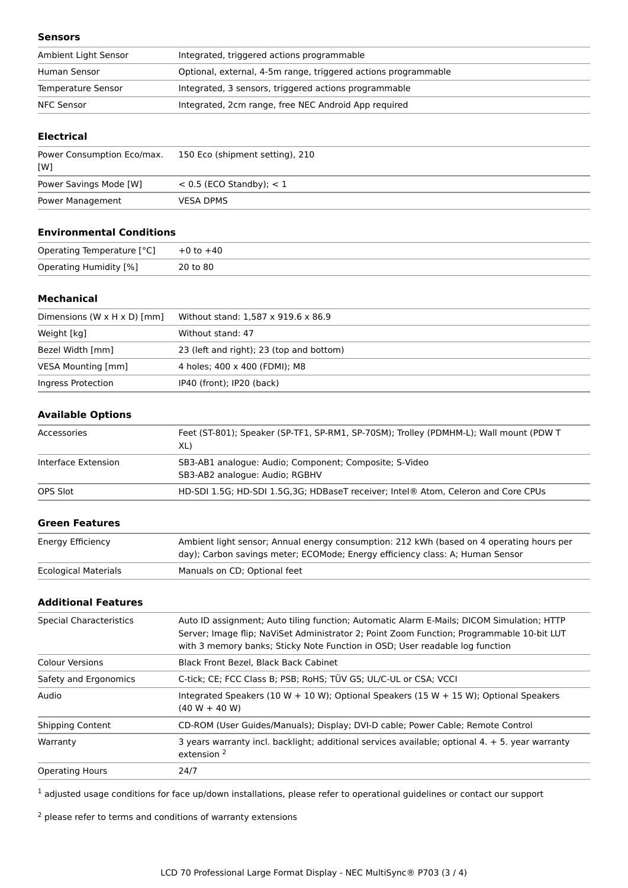### Sensors

| | |
|---|---|
| Ambient Light Sensor | Integrated, triggered actions programmable |
| Human Sensor | Optional, external, 4-5m range, triggered actions programmable |
| Temperature Sensor | Integrated, 3 sensors, triggered actions programmable |
| NFC Sensor | Integrated, 2cm range, free NEC Android App required |

### Electrical

| | |
|---|---|
| Power Consumption Eco/max. [W] | 150 Eco (shipment setting), 210 |
| Power Savings Mode [W] | < 0.5 (ECO Standby); < 1 |
| Power Management | VESA DPMS |

### Environmental Conditions

| | |
|---|---|
| Operating Temperature [°C] | +0 to +40 |
| Operating Humidity [%] | 20 to 80 |

### Mechanical

| | |
|---|---|
| Dimensions (W x H x D) [mm] | Without stand: 1,587 x 919.6 x 86.9 |
| Weight [kg] | Without stand: 47 |
| Bezel Width [mm] | 23 (left and right); 23 (top and bottom) |
| VESA Mounting [mm] | 4 holes; 400 x 400 (FDMI); M8 |
| Ingress Protection | IP40 (front); IP20 (back) |

### Available Options

| | |
|---|---|
| Accessories | Feet (ST-801); Speaker (SP-TF1, SP-RM1, SP-70SM); Trolley (PDMHM-L); Wall mount (PDW T XL) |
| Interface Extension | SB3-AB1 analogue: Audio; Component; Composite; S-Video<br>SB3-AB2 analogue: Audio; RGBHV |
| OPS Slot | HD-SDI 1.5G; HD-SDI 1.5G,3G; HDBaseT receiver; Intel® Atom, Celeron and Core CPUs |

### Green Features

| | |
|---|---|
| Energy Efficiency | Ambient light sensor; Annual energy consumption: 212 kWh (based on 4 operating hours per day); Carbon savings meter; ECOMode; Energy efficiency class: A; Human Sensor |
| Ecological Materials | Manuals on CD; Optional feet |

### Additional Features

| | |
|---|---|
| Special Characteristics | Auto ID assignment; Auto tiling function; Automatic Alarm E-Mails; DICOM Simulation; HTTP Server; Image flip; NaViSet Administrator 2; Point Zoom Function; Programmable 10-bit LUT with 3 memory banks; Sticky Note Function in OSD; User readable log function |
| Colour Versions | Black Front Bezel, Black Back Cabinet |
| Safety and Ergonomics | C-tick; CE; FCC Class B; PSB; RoHS; TÜV GS; UL/C-UL or CSA; VCCI |
| Audio | Integrated Speakers (10 W + 10 W); Optional Speakers (15 W + 15 W); Optional Speakers (40 W + 40 W) |
| Shipping Content | CD-ROM (User Guides/Manuals); Display; DVI-D cable; Power Cable; Remote Control |
| Warranty | 3 years warranty incl. backlight; additional services available; optional 4. + 5. year warranty extension [2] |
| Operating Hours | 24/7 |

[1] adjusted usage conditions for face up/down installations, please refer to operational guidelines or contact our support

[2] please refer to terms and conditions of warranty extensions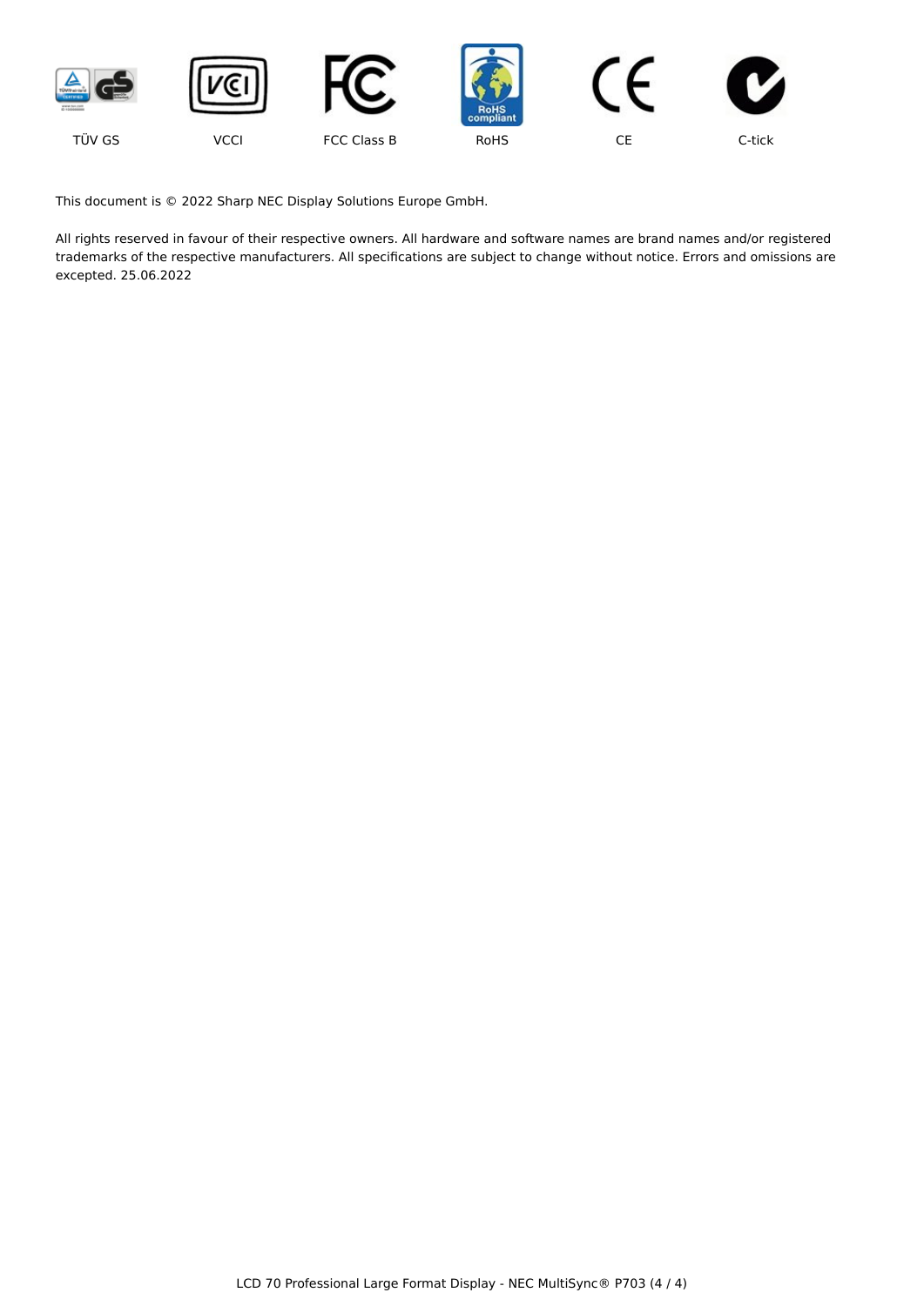TÜV GS VCCI FCC Class B RoHS CE C-tick

This document is © 2022 Sharp NEC Display Solutions Europe GmbH.

All rights reserved in favour of their respective owners. All hardware and software names are brand names and/or registered trademarks of the respective manufacturers. All specifications are subject to change without notice. Errors and omissions are excepted. 25.06.2022